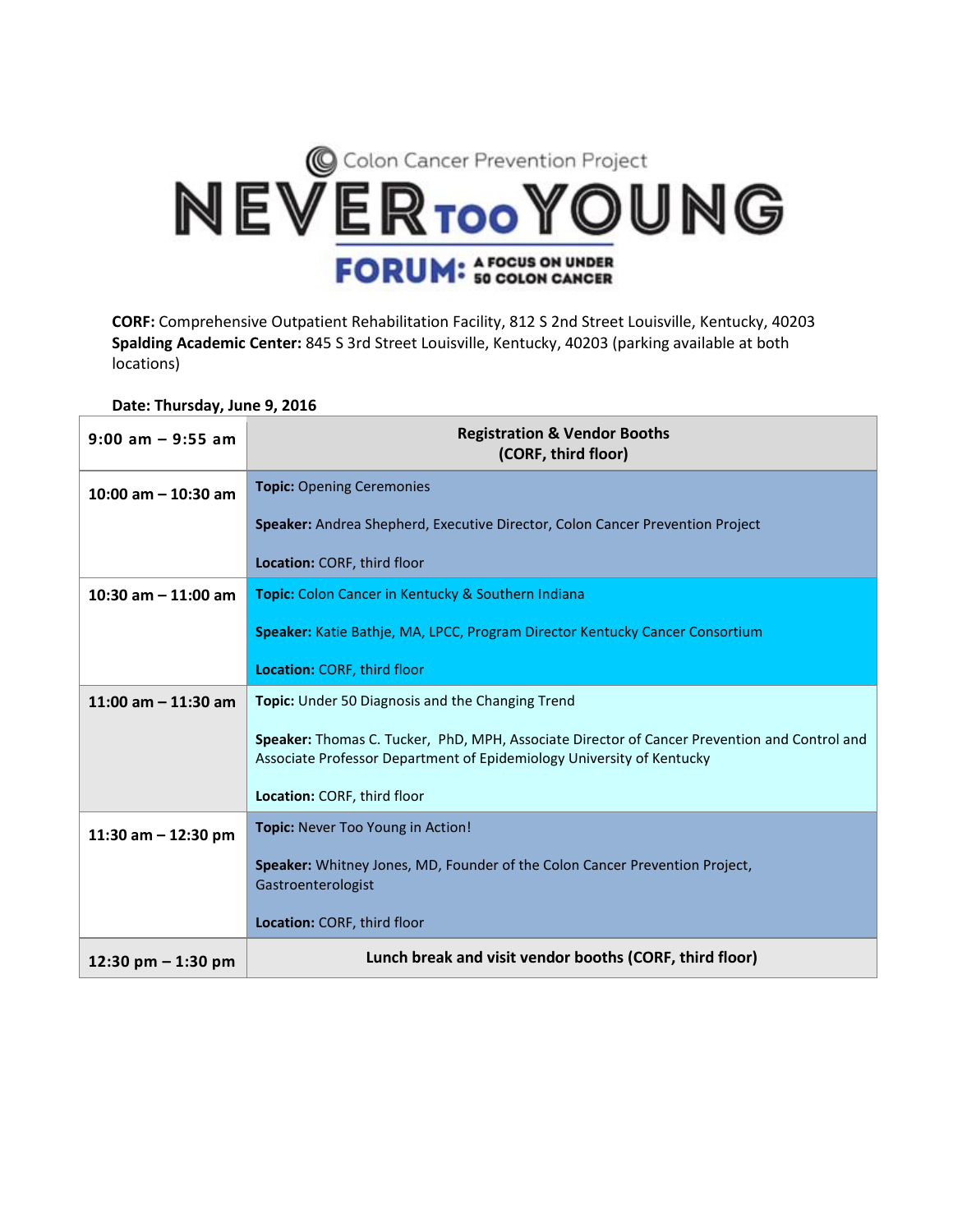# Colon Cancer Prevention Project

# NEVER TOO YOUNG

## FORUM: A FOCUS ON UNDER 50 COLON CANCER

**CORF:** Comprehensive Outpatient Rehabilitation Facility, 812 S 2nd Street Louisville, Kentucky, 40203
**Spalding Academic Center:** 845 S 3rd Street Louisville, Kentucky, 40203 (parking available at both locations)

**Date: Thursday, June 9, 2016**

| Time | Session |
| --- | --- |
| **9:00 am – 9:55 am** | **Registration & Vendor Booths (CORF, third floor)** |
| **10:00 am – 10:30 am** | **Topic:** Opening Ceremonies<br><br>**Speaker:** Andrea Shepherd, Executive Director, Colon Cancer Prevention Project<br><br>**Location:** CORF, third floor |
| **10:30 am – 11:00 am** | **Topic:** Colon Cancer in Kentucky & Southern Indiana<br><br>**Speaker:** Katie Bathje, MA, LPCC, Program Director Kentucky Cancer Consortium<br><br>**Location:** CORF, third floor |
| **11:00 am – 11:30 am** | **Topic:** Under 50 Diagnosis and the Changing Trend<br><br>**Speaker:** Thomas C. Tucker, PhD, MPH, Associate Director of Cancer Prevention and Control and Associate Professor Department of Epidemiology University of Kentucky<br><br>**Location:** CORF, third floor |
| **11:30 am – 12:30 pm** | **Topic:** Never Too Young in Action!<br><br>**Speaker:** Whitney Jones, MD, Founder of the Colon Cancer Prevention Project, Gastroenterologist<br><br>**Location:** CORF, third floor |
| **12:30 pm – 1:30 pm** | **Lunch break and visit vendor booths (CORF, third floor)** |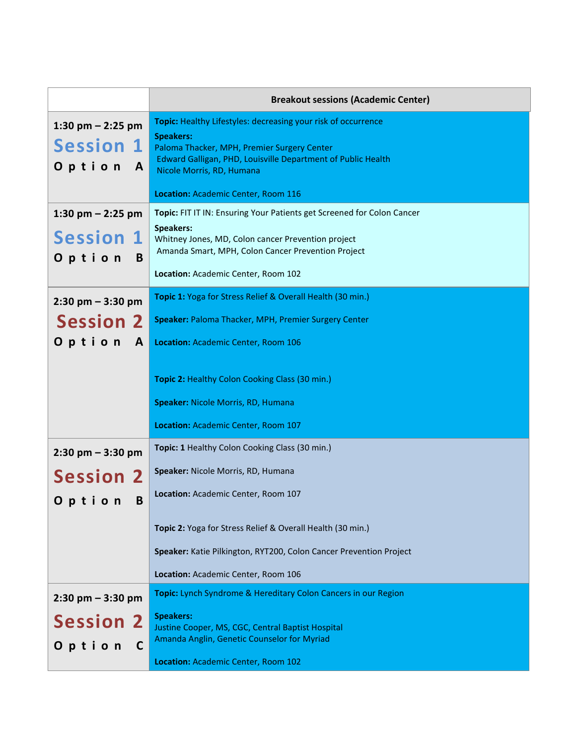| | Breakout sessions (Academic Center) |
|---|---|
| 1:30 pm – 2:25 pm **Session 1** **Option A** | **Topic:** Healthy Lifestyles: decreasing your risk of occurrence<br><br>**Speakers:**<br>Paloma Thacker, MPH, Premier Surgery Center<br>Edward Galligan, PHD, Louisville Department of Public Health<br>Nicole Morris, RD, Humana<br><br>**Location:** Academic Center, Room 116 |
| 1:30 pm – 2:25 pm **Session 1** **Option B** | **Topic:** FIT IT IN: Ensuring Your Patients get Screened for Colon Cancer<br><br>**Speakers:**<br>Whitney Jones, MD, Colon cancer Prevention project<br>Amanda Smart, MPH, Colon Cancer Prevention Project<br><br>**Location:** Academic Center, Room 102 |
| 2:30 pm – 3:30 pm **Session 2** **Option A** | **Topic 1:** Yoga for Stress Relief & Overall Health (30 min.)<br><br>**Speaker:** Paloma Thacker, MPH, Premier Surgery Center<br><br>**Location:** Academic Center, Room 106<br><br>**Topic 2:** Healthy Colon Cooking Class (30 min.)<br><br>**Speaker:** Nicole Morris, RD, Humana<br><br>**Location:** Academic Center, Room 107 |
| 2:30 pm – 3:30 pm **Session 2** **Option B** | **Topic: 1** Healthy Colon Cooking Class (30 min.)<br><br>**Speaker:** Nicole Morris, RD, Humana<br><br>**Location:** Academic Center, Room 107<br><br>**Topic 2:** Yoga for Stress Relief & Overall Health (30 min.)<br><br>**Speaker:** Katie Pilkington, RYT200, Colon Cancer Prevention Project<br><br>**Location:** Academic Center, Room 106 |
| 2:30 pm – 3:30 pm **Session 2** **Option C** | **Topic:** Lynch Syndrome & Hereditary Colon Cancers in our Region<br><br>**Speakers:**<br>Justine Cooper, MS, CGC, Central Baptist Hospital<br>Amanda Anglin, Genetic Counselor for Myriad<br><br>**Location:** Academic Center, Room 102 |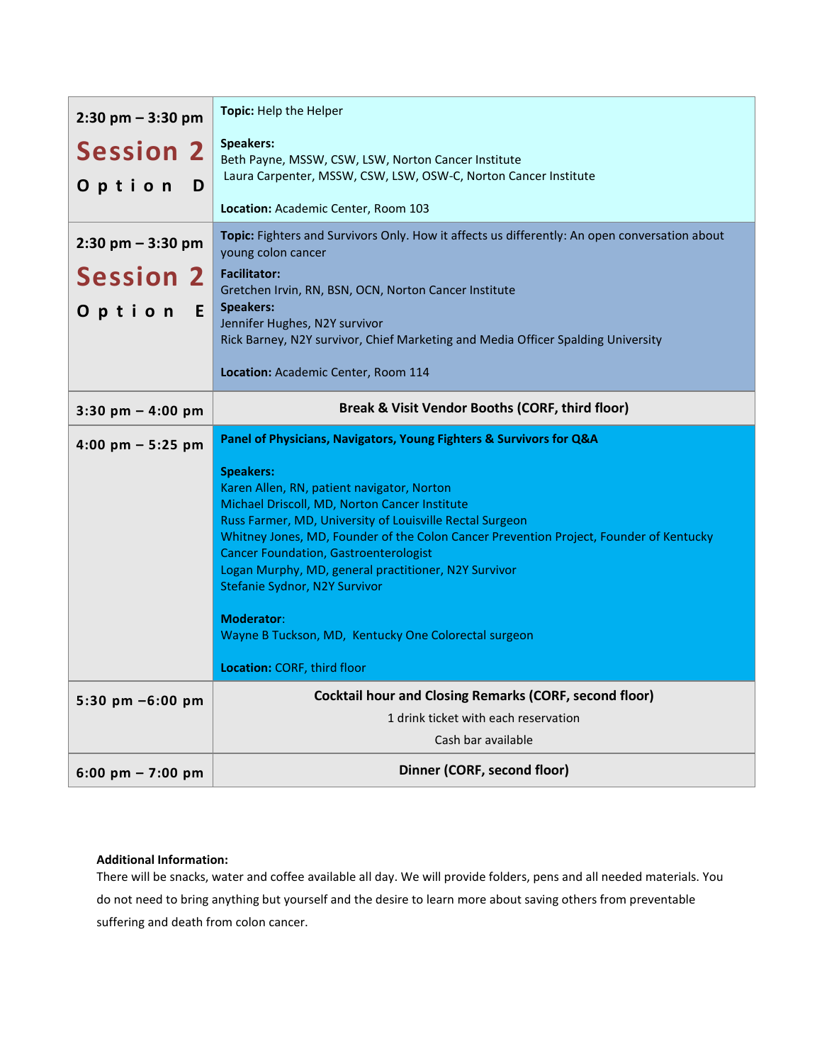| Time | Details |
|---|---|
| 2:30 pm – 3:30 pm<br>**Session 2**<br>**Option D** | **Topic:** Help the Helper<br><br>**Speakers:**<br>Beth Payne, MSSW, CSW, LSW, Norton Cancer Institute<br>Laura Carpenter, MSSW, CSW, LSW, OSW-C, Norton Cancer Institute<br><br>**Location:** Academic Center, Room 103 |
| 2:30 pm – 3:30 pm<br>**Session 2**<br>**Option E** | **Topic:** Fighters and Survivors Only. How it affects us differently: An open conversation about young colon cancer<br>**Facilitator:**<br>Gretchen Irvin, RN, BSN, OCN, Norton Cancer Institute<br>**Speakers:**<br>Jennifer Hughes, N2Y survivor<br>Rick Barney, N2Y survivor, Chief Marketing and Media Officer Spalding University<br><br>**Location:** Academic Center, Room 114 |
| 3:30 pm – 4:00 pm | **Break & Visit Vendor Booths (CORF, third floor)** |
| 4:00 pm – 5:25 pm | **Panel of Physicians, Navigators, Young Fighters & Survivors for Q&A**<br><br>**Speakers:**<br>Karen Allen, RN, patient navigator, Norton<br>Michael Driscoll, MD, Norton Cancer Institute<br>Russ Farmer, MD, University of Louisville Rectal Surgeon<br>Whitney Jones, MD, Founder of the Colon Cancer Prevention Project, Founder of Kentucky Cancer Foundation, Gastroenterologist<br>Logan Murphy, MD, general practitioner, N2Y Survivor<br>Stefanie Sydnor, N2Y Survivor<br><br>**Moderator**:<br>Wayne B Tuckson, MD, Kentucky One Colorectal surgeon<br><br>**Location:** CORF, third floor |
| 5:30 pm –6:00 pm | **Cocktail hour and Closing Remarks (CORF, second floor)**<br>1 drink ticket with each reservation<br>Cash bar available |
| 6:00 pm – 7:00 pm | **Dinner (CORF, second floor)** |

**Additional Information:**
There will be snacks, water and coffee available all day. We will provide folders, pens and all needed materials. You do not need to bring anything but yourself and the desire to learn more about saving others from preventable suffering and death from colon cancer.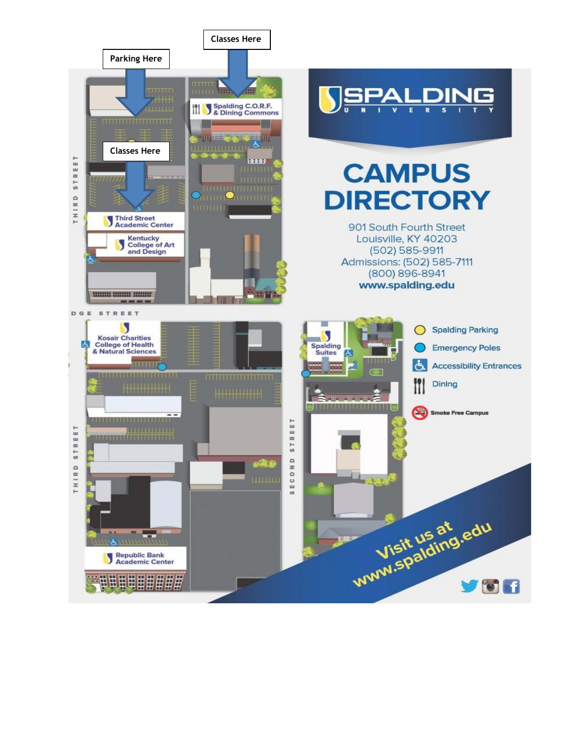Classes Here

Parking Here

Classes Here

Spalding C.O.R.F. & Dining Commons

THIRD STREET

Third Street Academic Center

Kentucky College of Art and Design

DGE STREET

Kosair Charities College of Health & Natural Sciences

Spalding Suites

THIRD STREET

SECOND STREET

Republic Bank Academic Center

# SPALDING UNIVERSITY

# CAMPUS DIRECTORY

901 South Fourth Street
Louisville, KY 40203
(502) 585-9911
Admissions: (502) 585-7111
(800) 896-8941
**www.spalding.edu**

- Spalding Parking
- Emergency Poles
- Accessibility Entrances
- Dining
- Smoke Free Campus

Visit us at www.spalding.edu